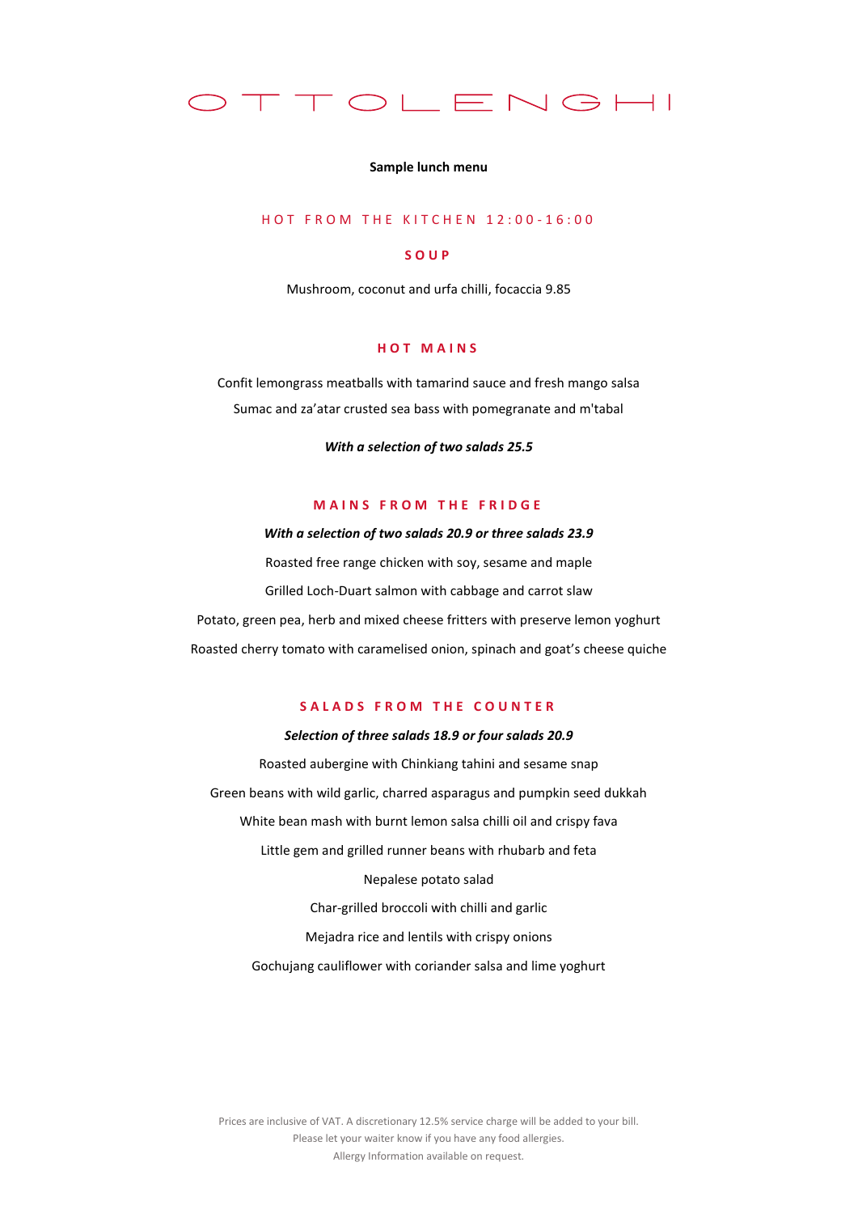# OTTOLENGHI

**Sample lunch menu**

## HOT FROM THE KITCHEN 12:00-16:00

### SOUP

Mushroom, coconut and urfa chilli, focaccia 9.85

### HOT MAINS

Confit lemongrass meatballs with tamarind sauce and fresh mango salsa

Sumac and za'atar crusted sea bass with pomegranate and m'tabal

***With a selection of two salads 25.5***

### MAINS FROM THE FRIDGE

***With a selection of two salads 20.9 or three salads 23.9***

Roasted free range chicken with soy, sesame and maple

Grilled Loch-Duart salmon with cabbage and carrot slaw

Potato, green pea, herb and mixed cheese fritters with preserve lemon yoghurt

Roasted cherry tomato with caramelised onion, spinach and goat's cheese quiche

### SALADS FROM THE COUNTER

***Selection of three salads 18.9 or four salads 20.9***

Roasted aubergine with Chinkiang tahini and sesame snap

Green beans with wild garlic, charred asparagus and pumpkin seed dukkah

White bean mash with burnt lemon salsa chilli oil and crispy fava

Little gem and grilled runner beans with rhubarb and feta

Nepalese potato salad

Char-grilled broccoli with chilli and garlic

Mejadra rice and lentils with crispy onions

Gochujang cauliflower with coriander salsa and lime yoghurt

Prices are inclusive of VAT. A discretionary 12.5% service charge will be added to your bill.
Please let your waiter know if you have any food allergies.
Allergy Information available on request.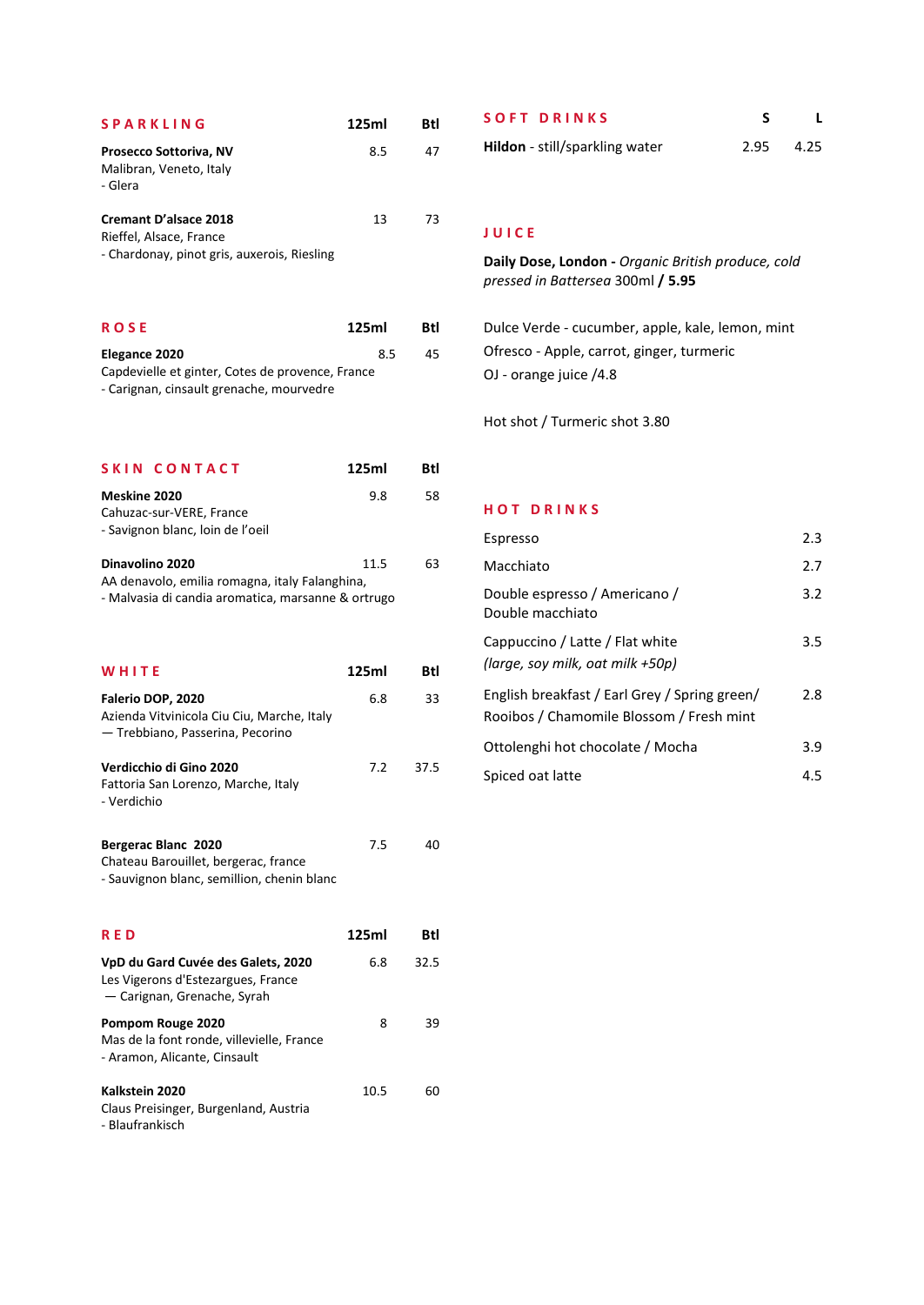## SPARKLING

| | 125ml | Btl |
|---|---|---|
| **Prosecco Sottoriva, NV**<br>Malibran, Veneto, Italy<br>- Glera | 8.5 | 47 |
| **Cremant D'alsace 2018**<br>Rieffel, Alsace, France<br>- Chardonay, pinot gris, auxerois, Riesling | 13 | 73 |

## ROSE

| | 125ml | Btl |
|---|---|---|
| **Elegance 2020**<br>Capdevielle et ginter, Cotes de provence, France<br>- Carignan, cinsault grenache, mourvedre | 8.5 | 45 |

## SKIN CONTACT

| | 125ml | Btl |
|---|---|---|
| **Meskine 2020**<br>Cahuzac-sur-VERE, France<br>- Savignon blanc, loin de l'oeil | 9.8 | 58 |
| **Dinavolino 2020**<br>AA denavolo, emilia romagna, italy Falanghina,<br>- Malvasia di candia aromatica, marsanne & ortrugo | 11.5 | 63 |

## WHITE

| | 125ml | Btl |
|---|---|---|
| **Falerio DOP, 2020**<br>Azienda Vitvinicola Ciu Ciu, Marche, Italy<br>— Trebbiano, Passerina, Pecorino | 6.8 | 33 |
| **Verdicchio di Gino 2020**<br>Fattoria San Lorenzo, Marche, Italy<br>- Verdichio | 7.2 | 37.5 |
| **Bergerac Blanc 2020**<br>Chateau Barouillet, bergerac, france<br>- Sauvignon blanc, semillion, chenin blanc | 7.5 | 40 |

## RED

| | 125ml | Btl |
|---|---|---|
| **VpD du Gard Cuvée des Galets, 2020**<br>Les Vigerons d'Estezargues, France<br>— Carignan, Grenache, Syrah | 6.8 | 32.5 |
| **Pompom Rouge 2020**<br>Mas de la font ronde, villevielle, France<br>- Aramon, Alicante, Cinsault | 8 | 39 |
| **Kalkstein 2020**<br>Claus Preisinger, Burgenland, Austria<br>- Blaufrankisch | 10.5 | 60 |

## SOFT DRINKS

| | S | L |
|---|---|---|
| **Hildon** - still/sparkling water | 2.95 | 4.25 |

## JUICE

**Daily Dose, London -** *Organic British produce, cold pressed in Battersea* 300ml **/ 5.95**

Dulce Verde - cucumber, apple, kale, lemon, mint

Ofresco - Apple, carrot, ginger, turmeric

OJ - orange juice /4.8

Hot shot / Turmeric shot 3.80

## HOT DRINKS

| | |
|---|---|
| Espresso | 2.3 |
| Macchiato | 2.7 |
| Double espresso / Americano / Double macchiato | 3.2 |
| Cappuccino / Latte / Flat white<br>*(large, soy milk, oat milk +50p)* | 3.5 |
| English breakfast / Earl Grey / Spring green/ Rooibos / Chamomile Blossom / Fresh mint | 2.8 |
| Ottolenghi hot chocolate / Mocha | 3.9 |
| Spiced oat latte | 4.5 |